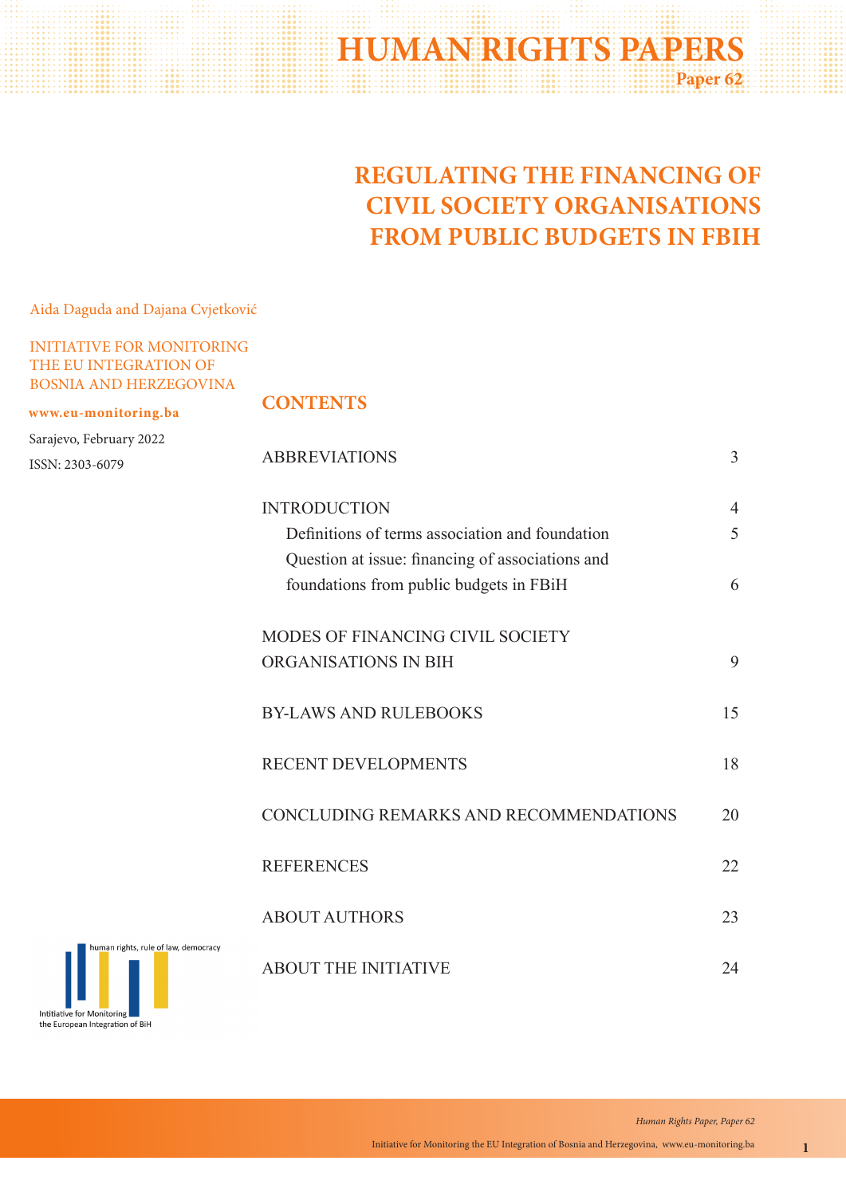# HUMAN RIGHTS PAPERS

**Paper 62**

# REGULATING THE FINANCING OF CIVIL SOCIETY ORGANISATIONS FROM PUBLIC BUDGETS IN FBIH

Aida Daguda and Dajana Cvjetković

INITIATIVE FOR MONITORING THE EU INTEGRATION OF BOSNIA AND HERZEGOVINA

**www.eu-monitoring.ba**

Sarajevo, February 2022

ISSN: 2303-6079

## CONTENTS

| | |
|---|---|
| ABBREVIATIONS | 3 |
| INTRODUCTION | 4 |
| Definitions of terms association and foundation | 5 |
| Question at issue: financing of associations and foundations from public budgets in FBiH | 6 |
| MODES OF FINANCING CIVIL SOCIETY ORGANISATIONS IN BIH | 9 |
| BY-LAWS AND RULEBOOKS | 15 |
| RECENT DEVELOPMENTS | 18 |
| CONCLUDING REMARKS AND RECOMMENDATIONS | 20 |
| REFERENCES | 22 |
| ABOUT AUTHORS | 23 |
| ABOUT THE INITIATIVE | 24 |

human rights, rule of law, democracy

Intitiative for Monitoring the European Integration of BiH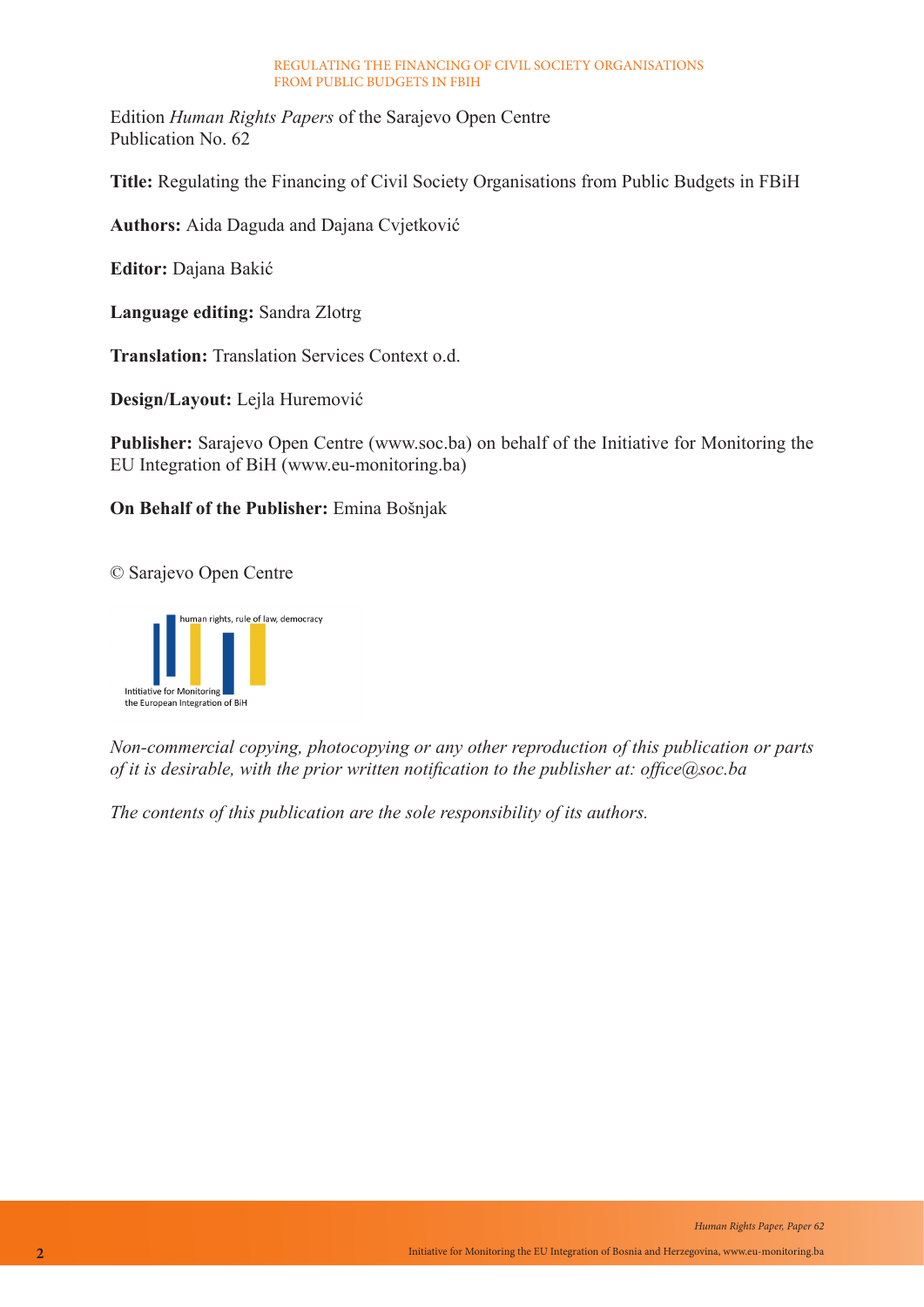Edition *Human Rights Papers* of the Sarajevo Open Centre
Publication No. 62

**Title:** Regulating the Financing of Civil Society Organisations from Public Budgets in FBiH

**Authors:** Aida Daguda and Dajana Cvjetković

**Editor:** Dajana Bakić

**Language editing:** Sandra Zlotrg

**Translation:** Translation Services Context o.d.

**Design/Layout:** Lejla Huremović

**Publisher:** Sarajevo Open Centre (www.soc.ba) on behalf of the Initiative for Monitoring the EU Integration of BiH (www.eu-monitoring.ba)

**On Behalf of the Publisher:** Emina Bošnjak

© Sarajevo Open Centre

human rights, rule of law, democracy

Intitiative for Monitoring
the European Integration of BiH

*Non-commercial copying, photocopying or any other reproduction of this publication or parts of it is desirable, with the prior written notification to the publisher at: office@soc.ba*

*The contents of this publication are the sole responsibility of its authors.*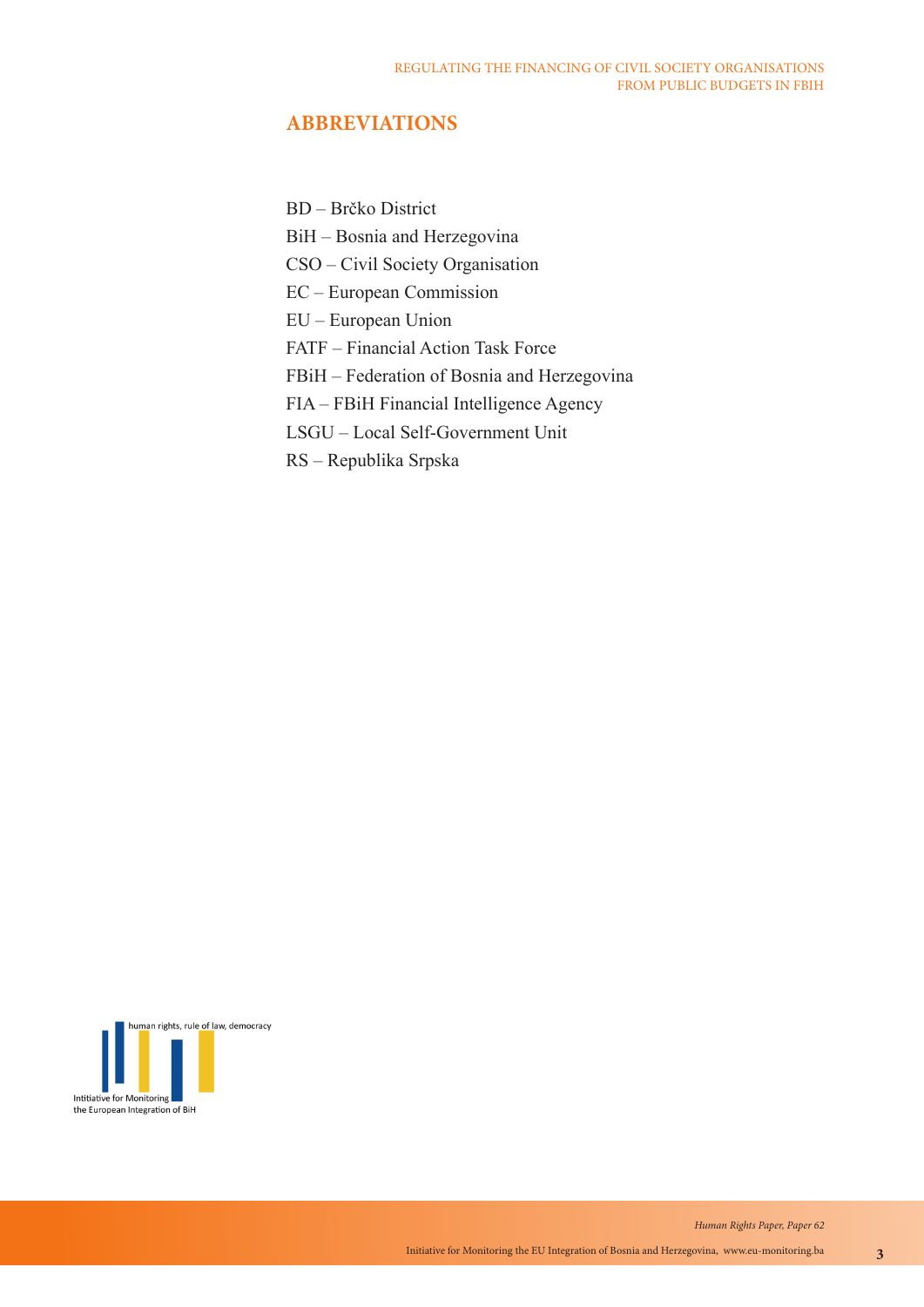## ABBREVIATIONS

BD – Brčko District
BiH – Bosnia and Herzegovina
CSO – Civil Society Organisation
EC – European Commission
EU – European Union
FATF – Financial Action Task Force
FBiH – Federation of Bosnia and Herzegovina
FIA – FBiH Financial Intelligence Agency
LSGU – Local Self-Government Unit
RS – Republika Srpska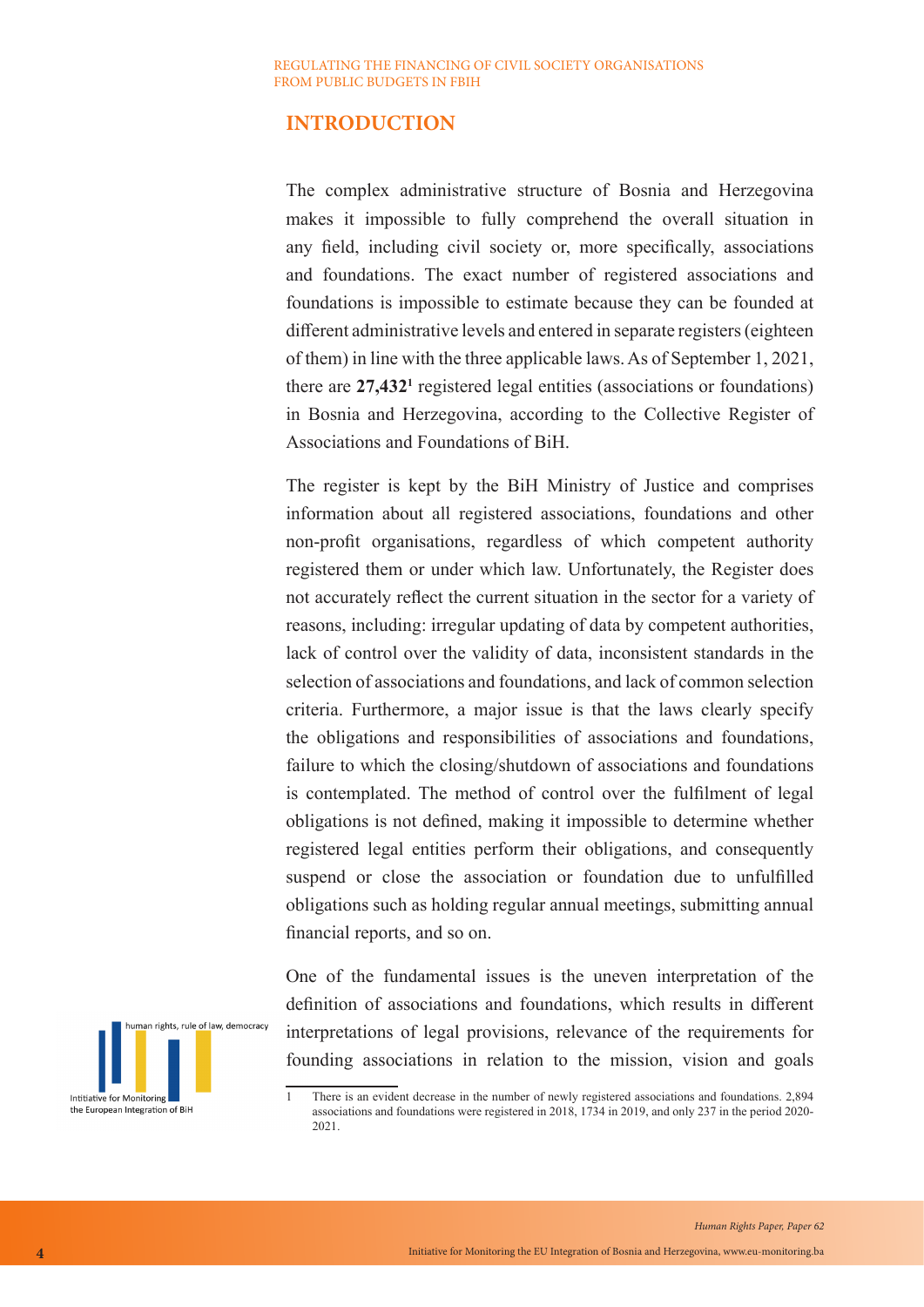## INTRODUCTION

The complex administrative structure of Bosnia and Herzegovina makes it impossible to fully comprehend the overall situation in any field, including civil society or, more specifically, associations and foundations. The exact number of registered associations and foundations is impossible to estimate because they can be founded at different administrative levels and entered in separate registers (eighteen of them) in line with the three applicable laws. As of September 1, 2021, there are **27,432**[1] registered legal entities (associations or foundations) in Bosnia and Herzegovina, according to the Collective Register of Associations and Foundations of BiH.

The register is kept by the BiH Ministry of Justice and comprises information about all registered associations, foundations and other non-profit organisations, regardless of which competent authority registered them or under which law. Unfortunately, the Register does not accurately reflect the current situation in the sector for a variety of reasons, including: irregular updating of data by competent authorities, lack of control over the validity of data, inconsistent standards in the selection of associations and foundations, and lack of common selection criteria. Furthermore, a major issue is that the laws clearly specify the obligations and responsibilities of associations and foundations, failure to which the closing/shutdown of associations and foundations is contemplated. The method of control over the fulfilment of legal obligations is not defined, making it impossible to determine whether registered legal entities perform their obligations, and consequently suspend or close the association or foundation due to unfulfilled obligations such as holding regular annual meetings, submitting annual financial reports, and so on.

One of the fundamental issues is the uneven interpretation of the definition of associations and foundations, which results in different interpretations of legal provisions, relevance of the requirements for founding associations in relation to the mission, vision and goals

---

[1] There is an evident decrease in the number of newly registered associations and foundations. 2,894 associations and foundations were registered in 2018, 1734 in 2019, and only 237 in the period 2020-2021.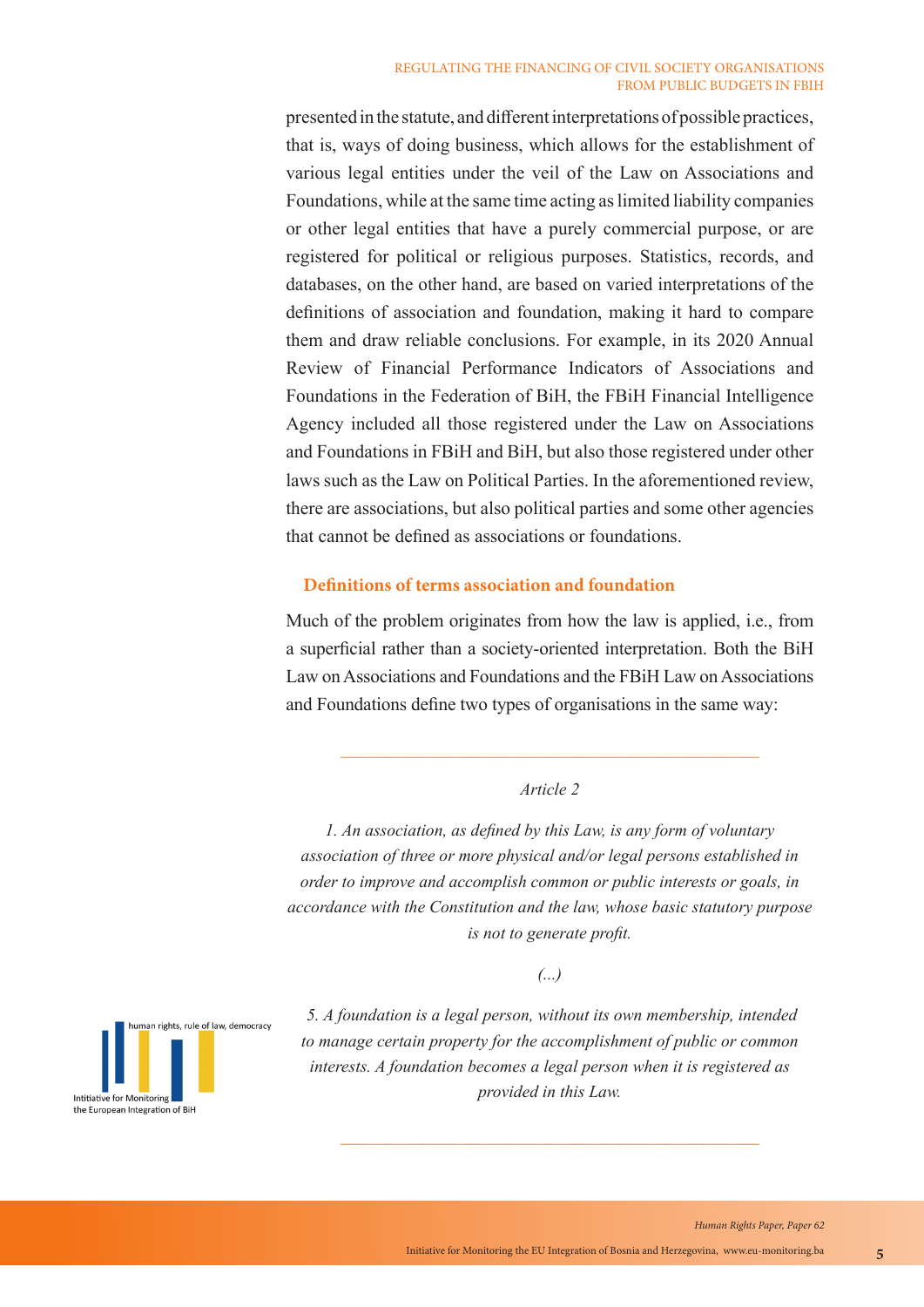presented in the statute, and different interpretations of possible practices, that is, ways of doing business, which allows for the establishment of various legal entities under the veil of the Law on Associations and Foundations, while at the same time acting as limited liability companies or other legal entities that have a purely commercial purpose, or are registered for political or religious purposes. Statistics, records, and databases, on the other hand, are based on varied interpretations of the definitions of association and foundation, making it hard to compare them and draw reliable conclusions. For example, in its 2020 Annual Review of Financial Performance Indicators of Associations and Foundations in the Federation of BiH, the FBiH Financial Intelligence Agency included all those registered under the Law on Associations and Foundations in FBiH and BiH, but also those registered under other laws such as the Law on Political Parties. In the aforementioned review, there are associations, but also political parties and some other agencies that cannot be defined as associations or foundations.

### Definitions of terms association and foundation

Much of the problem originates from how the law is applied, i.e., from a superficial rather than a society-oriented interpretation. Both the BiH Law on Associations and Foundations and the FBiH Law on Associations and Foundations define two types of organisations in the same way:

---

*Article 2*

*1. An association, as defined by this Law, is any form of voluntary association of three or more physical and/or legal persons established in order to improve and accomplish common or public interests or goals, in accordance with the Constitution and the law, whose basic statutory purpose is not to generate profit.*

*(...)*

*5. A foundation is a legal person, without its own membership, intended to manage certain property for the accomplishment of public or common interests. A foundation becomes a legal person when it is registered as provided in this Law.*

---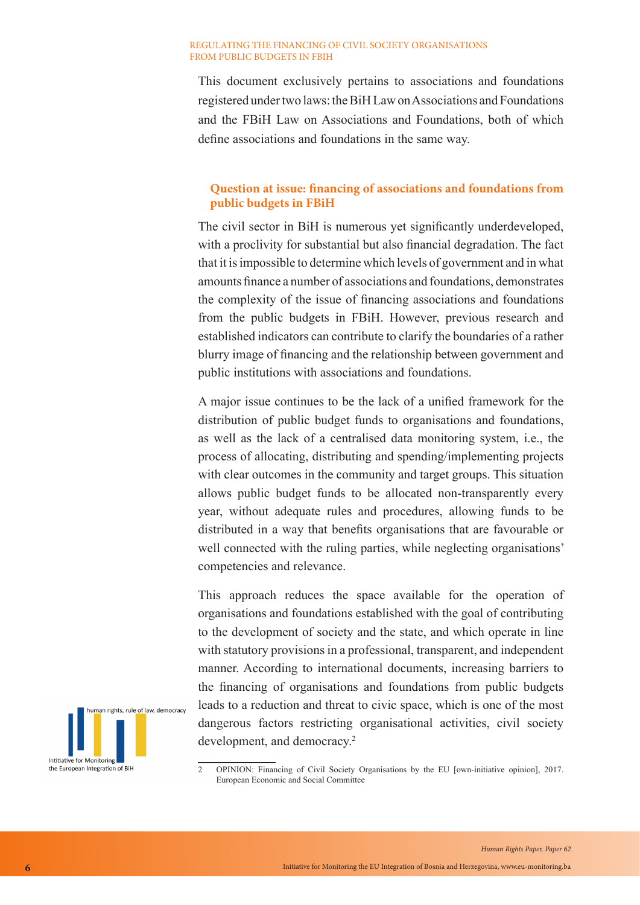This document exclusively pertains to associations and foundations registered under two laws: the BiH Law on Associations and Foundations and the FBiH Law on Associations and Foundations, both of which define associations and foundations in the same way.

## Question at issue: financing of associations and foundations from public budgets in FBiH

The civil sector in BiH is numerous yet significantly underdeveloped, with a proclivity for substantial but also financial degradation. The fact that it is impossible to determine which levels of government and in what amounts finance a number of associations and foundations, demonstrates the complexity of the issue of financing associations and foundations from the public budgets in FBiH. However, previous research and established indicators can contribute to clarify the boundaries of a rather blurry image of financing and the relationship between government and public institutions with associations and foundations.

A major issue continues to be the lack of a unified framework for the distribution of public budget funds to organisations and foundations, as well as the lack of a centralised data monitoring system, i.e., the process of allocating, distributing and spending/implementing projects with clear outcomes in the community and target groups. This situation allows public budget funds to be allocated non-transparently every year, without adequate rules and procedures, allowing funds to be distributed in a way that benefits organisations that are favourable or well connected with the ruling parties, while neglecting organisations' competencies and relevance.

This approach reduces the space available for the operation of organisations and foundations established with the goal of contributing to the development of society and the state, and which operate in line with statutory provisions in a professional, transparent, and independent manner. According to international documents, increasing barriers to the financing of organisations and foundations from public budgets leads to a reduction and threat to civic space, which is one of the most dangerous factors restricting organisational activities, civil society development, and democracy.[2]

---

2 OPINION: Financing of Civil Society Organisations by the EU [own-initiative opinion], 2017. European Economic and Social Committee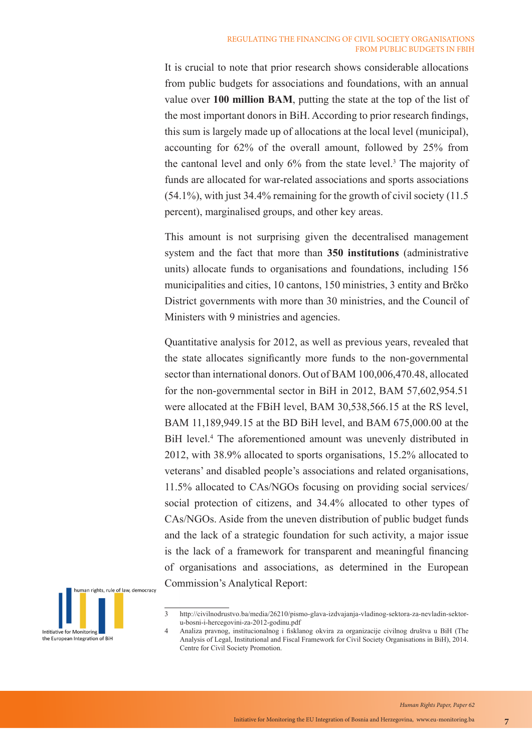It is crucial to note that prior research shows considerable allocations from public budgets for associations and foundations, with an annual value over **100 million BAM**, putting the state at the top of the list of the most important donors in BiH. According to prior research findings, this sum is largely made up of allocations at the local level (municipal), accounting for 62% of the overall amount, followed by 25% from the cantonal level and only 6% from the state level.[3] The majority of funds are allocated for war-related associations and sports associations (54.1%), with just 34.4% remaining for the growth of civil society (11.5 percent), marginalised groups, and other key areas.

This amount is not surprising given the decentralised management system and the fact that more than **350 institutions** (administrative units) allocate funds to organisations and foundations, including 156 municipalities and cities, 10 cantons, 150 ministries, 3 entity and Brčko District governments with more than 30 ministries, and the Council of Ministers with 9 ministries and agencies.

Quantitative analysis for 2012, as well as previous years, revealed that the state allocates significantly more funds to the non-governmental sector than international donors. Out of BAM 100,006,470.48, allocated for the non-governmental sector in BiH in 2012, BAM 57,602,954.51 were allocated at the FBiH level, BAM 30,538,566.15 at the RS level, BAM 11,189,949.15 at the BD BiH level, and BAM 675,000.00 at the BiH level.[4] The aforementioned amount was unevenly distributed in 2012, with 38.9% allocated to sports organisations, 15.2% allocated to veterans' and disabled people's associations and related organisations, 11.5% allocated to CAs/NGOs focusing on providing social services/social protection of citizens, and 34.4% allocated to other types of CAs/NGOs. Aside from the uneven distribution of public budget funds and the lack of a strategic foundation for such activity, a major issue is the lack of a framework for transparent and meaningful financing of organisations and associations, as determined in the European Commission's Analytical Report:

---

3 http://civilnodrustvo.ba/media/26210/pismo-glava-izdvajanja-vladinog-sektora-za-nevladin-sektor-u-bosni-i-hercegovini-za-2012-godinu.pdf

4 Analiza pravnog, institucionalnog i fisklanog okvira za organizacije civilnog društva u BiH (The Analysis of Legal, Institutional and Fiscal Framework for Civil Society Organisations in BiH), 2014. Centre for Civil Society Promotion.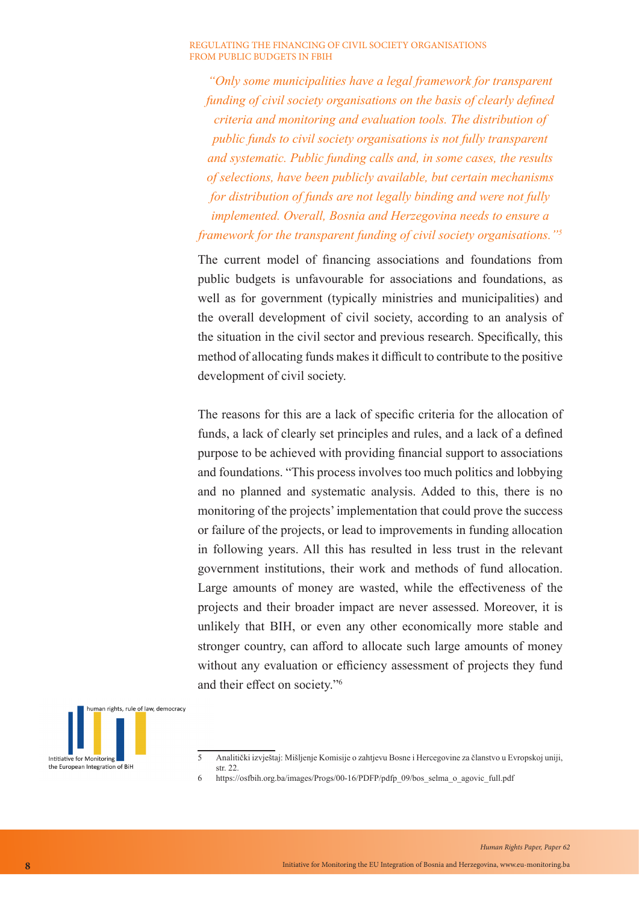*"Only some municipalities have a legal framework for transparent funding of civil society organisations on the basis of clearly defined criteria and monitoring and evaluation tools. The distribution of public funds to civil society organisations is not fully transparent and systematic. Public funding calls and, in some cases, the results of selections, have been publicly available, but certain mechanisms for distribution of funds are not legally binding and were not fully implemented. Overall, Bosnia and Herzegovina needs to ensure a framework for the transparent funding of civil society organisations."*[5]

The current model of financing associations and foundations from public budgets is unfavourable for associations and foundations, as well as for government (typically ministries and municipalities) and the overall development of civil society, according to an analysis of the situation in the civil sector and previous research. Specifically, this method of allocating funds makes it difficult to contribute to the positive development of civil society.

The reasons for this are a lack of specific criteria for the allocation of funds, a lack of clearly set principles and rules, and a lack of a defined purpose to be achieved with providing financial support to associations and foundations. "This process involves too much politics and lobbying and no planned and systematic analysis. Added to this, there is no monitoring of the projects' implementation that could prove the success or failure of the projects, or lead to improvements in funding allocation in following years. All this has resulted in less trust in the relevant government institutions, their work and methods of fund allocation. Large amounts of money are wasted, while the effectiveness of the projects and their broader impact are never assessed. Moreover, it is unlikely that BIH, or even any other economically more stable and stronger country, can afford to allocate such large amounts of money without any evaluation or efficiency assessment of projects they fund and their effect on society."[6]

---

5 Analitički izvještaj: Mišljenje Komisije o zahtjevu Bosne i Hercegovine za članstvo u Evropskoj uniji, str. 22.

6 https://osfbih.org.ba/images/Progs/00-16/PDFP/pdfp_09/bos_selma_o_agovic_full.pdf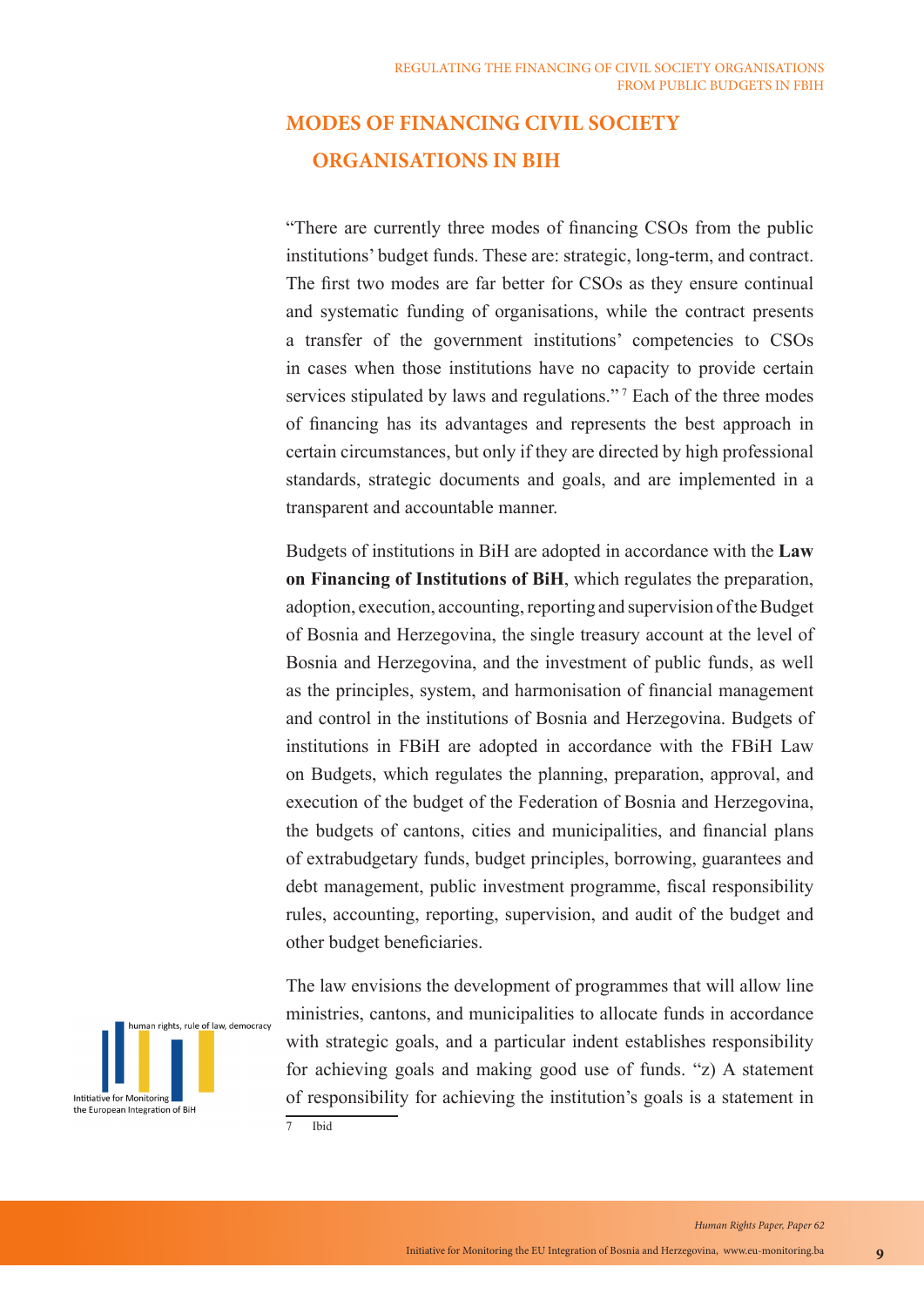## MODES OF FINANCING CIVIL SOCIETY ORGANISATIONS IN BIH

"There are currently three modes of financing CSOs from the public institutions' budget funds. These are: strategic, long-term, and contract. The first two modes are far better for CSOs as they ensure continual and systematic funding of organisations, while the contract presents a transfer of the government institutions' competencies to CSOs in cases when those institutions have no capacity to provide certain services stipulated by laws and regulations."[7] Each of the three modes of financing has its advantages and represents the best approach in certain circumstances, but only if they are directed by high professional standards, strategic documents and goals, and are implemented in a transparent and accountable manner.

Budgets of institutions in BiH are adopted in accordance with the **Law on Financing of Institutions of BiH**, which regulates the preparation, adoption, execution, accounting, reporting and supervision of the Budget of Bosnia and Herzegovina, the single treasury account at the level of Bosnia and Herzegovina, and the investment of public funds, as well as the principles, system, and harmonisation of financial management and control in the institutions of Bosnia and Herzegovina. Budgets of institutions in FBiH are adopted in accordance with the FBiH Law on Budgets, which regulates the planning, preparation, approval, and execution of the budget of the Federation of Bosnia and Herzegovina, the budgets of cantons, cities and municipalities, and financial plans of extrabudgetary funds, budget principles, borrowing, guarantees and debt management, public investment programme, fiscal responsibility rules, accounting, reporting, supervision, and audit of the budget and other budget beneficiaries.

The law envisions the development of programmes that will allow line ministries, cantons, and municipalities to allocate funds in accordance with strategic goals, and a particular indent establishes responsibility for achieving goals and making good use of funds. "z) A statement of responsibility for achieving the institution's goals is a statement in

7 Ibid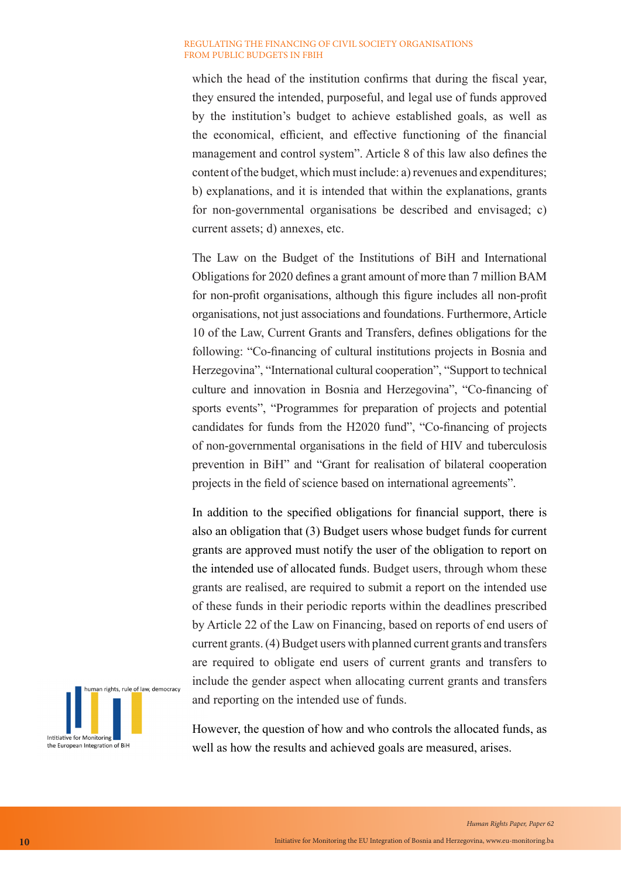which the head of the institution confirms that during the fiscal year, they ensured the intended, purposeful, and legal use of funds approved by the institution's budget to achieve established goals, as well as the economical, efficient, and effective functioning of the financial management and control system". Article 8 of this law also defines the content of the budget, which must include: a) revenues and expenditures; b) explanations, and it is intended that within the explanations, grants for non-governmental organisations be described and envisaged; c) current assets; d) annexes, etc.

The Law on the Budget of the Institutions of BiH and International Obligations for 2020 defines a grant amount of more than 7 million BAM for non-profit organisations, although this figure includes all non-profit organisations, not just associations and foundations. Furthermore, Article 10 of the Law, Current Grants and Transfers, defines obligations for the following: "Co-financing of cultural institutions projects in Bosnia and Herzegovina", "International cultural cooperation", "Support to technical culture and innovation in Bosnia and Herzegovina", "Co-financing of sports events", "Programmes for preparation of projects and potential candidates for funds from the H2020 fund", "Co-financing of projects of non-governmental organisations in the field of HIV and tuberculosis prevention in BiH" and "Grant for realisation of bilateral cooperation projects in the field of science based on international agreements".

In addition to the specified obligations for financial support, there is also an obligation that (3) Budget users whose budget funds for current grants are approved must notify the user of the obligation to report on the intended use of allocated funds. Budget users, through whom these grants are realised, are required to submit a report on the intended use of these funds in their periodic reports within the deadlines prescribed by Article 22 of the Law on Financing, based on reports of end users of current grants. (4) Budget users with planned current grants and transfers are required to obligate end users of current grants and transfers to include the gender aspect when allocating current grants and transfers and reporting on the intended use of funds.

However, the question of how and who controls the allocated funds, as well as how the results and achieved goals are measured, arises.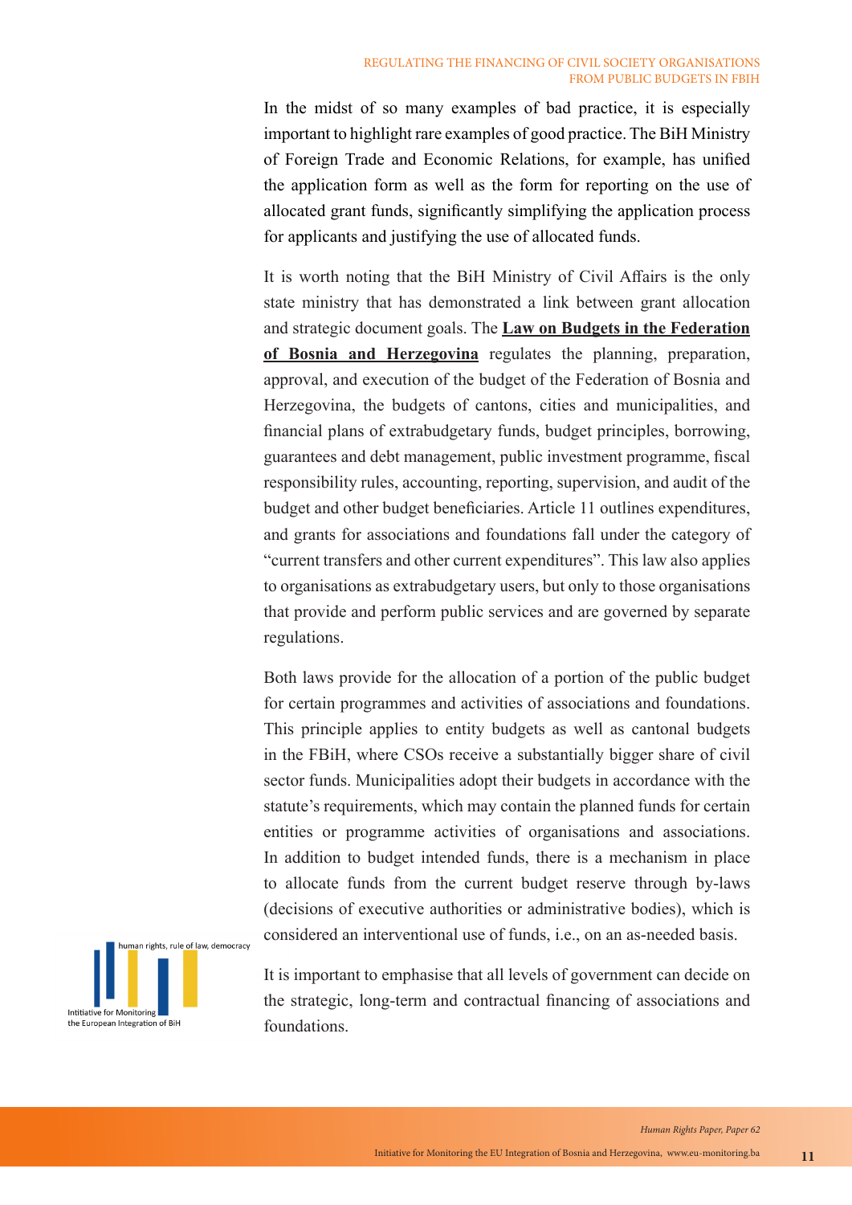In the midst of so many examples of bad practice, it is especially important to highlight rare examples of good practice. The BiH Ministry of Foreign Trade and Economic Relations, for example, has unified the application form as well as the form for reporting on the use of allocated grant funds, significantly simplifying the application process for applicants and justifying the use of allocated funds.

It is worth noting that the BiH Ministry of Civil Affairs is the only state ministry that has demonstrated a link between grant allocation and strategic document goals. The **Law on Budgets in the Federation of Bosnia and Herzegovina** regulates the planning, preparation, approval, and execution of the budget of the Federation of Bosnia and Herzegovina, the budgets of cantons, cities and municipalities, and financial plans of extrabudgetary funds, budget principles, borrowing, guarantees and debt management, public investment programme, fiscal responsibility rules, accounting, reporting, supervision, and audit of the budget and other budget beneficiaries. Article 11 outlines expenditures, and grants for associations and foundations fall under the category of "current transfers and other current expenditures". This law also applies to organisations as extrabudgetary users, but only to those organisations that provide and perform public services and are governed by separate regulations.

Both laws provide for the allocation of a portion of the public budget for certain programmes and activities of associations and foundations. This principle applies to entity budgets as well as cantonal budgets in the FBiH, where CSOs receive a substantially bigger share of civil sector funds. Municipalities adopt their budgets in accordance with the statute's requirements, which may contain the planned funds for certain entities or programme activities of organisations and associations. In addition to budget intended funds, there is a mechanism in place to allocate funds from the current budget reserve through by-laws (decisions of executive authorities or administrative bodies), which is considered an interventional use of funds, i.e., on an as-needed basis.

It is important to emphasise that all levels of government can decide on the strategic, long-term and contractual financing of associations and foundations.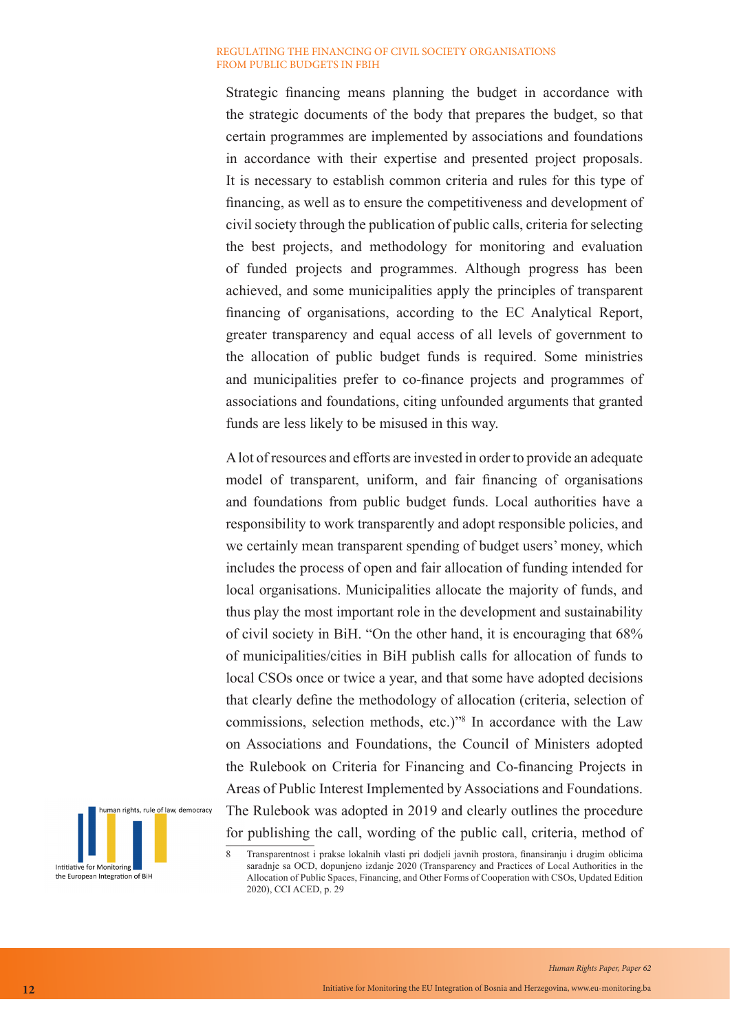Strategic financing means planning the budget in accordance with the strategic documents of the body that prepares the budget, so that certain programmes are implemented by associations and foundations in accordance with their expertise and presented project proposals. It is necessary to establish common criteria and rules for this type of financing, as well as to ensure the competitiveness and development of civil society through the publication of public calls, criteria for selecting the best projects, and methodology for monitoring and evaluation of funded projects and programmes. Although progress has been achieved, and some municipalities apply the principles of transparent financing of organisations, according to the EC Analytical Report, greater transparency and equal access of all levels of government to the allocation of public budget funds is required. Some ministries and municipalities prefer to co-finance projects and programmes of associations and foundations, citing unfounded arguments that granted funds are less likely to be misused in this way.

A lot of resources and efforts are invested in order to provide an adequate model of transparent, uniform, and fair financing of organisations and foundations from public budget funds. Local authorities have a responsibility to work transparently and adopt responsible policies, and we certainly mean transparent spending of budget users' money, which includes the process of open and fair allocation of funding intended for local organisations. Municipalities allocate the majority of funds, and thus play the most important role in the development and sustainability of civil society in BiH. "On the other hand, it is encouraging that 68% of municipalities/cities in BiH publish calls for allocation of funds to local CSOs once or twice a year, and that some have adopted decisions that clearly define the methodology of allocation (criteria, selection of commissions, selection methods, etc.)"[8] In accordance with the Law on Associations and Foundations, the Council of Ministers adopted the Rulebook on Criteria for Financing and Co-financing Projects in Areas of Public Interest Implemented by Associations and Foundations. The Rulebook was adopted in 2019 and clearly outlines the procedure for publishing the call, wording of the public call, criteria, method of

8 Transparentnost i prakse lokalnih vlasti pri dodjeli javnih prostora, finansiranju i drugim oblicima saradnje sa OCD, dopunjeno izdanje 2020 (Transparency and Practices of Local Authorities in the Allocation of Public Spaces, Financing, and Other Forms of Cooperation with CSOs, Updated Edition 2020), CCI ACED, p. 29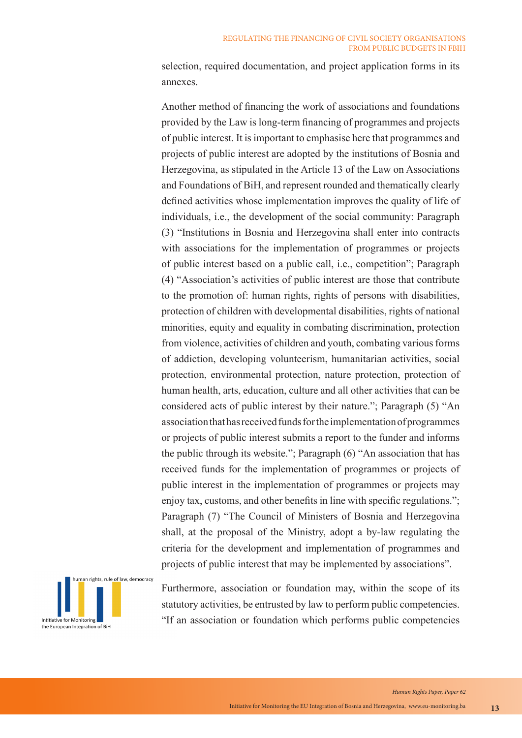selection, required documentation, and project application forms in its annexes.

Another method of financing the work of associations and foundations provided by the Law is long-term financing of programmes and projects of public interest. It is important to emphasise here that programmes and projects of public interest are adopted by the institutions of Bosnia and Herzegovina, as stipulated in the Article 13 of the Law on Associations and Foundations of BiH, and represent rounded and thematically clearly defined activities whose implementation improves the quality of life of individuals, i.e., the development of the social community: Paragraph (3) "Institutions in Bosnia and Herzegovina shall enter into contracts with associations for the implementation of programmes or projects of public interest based on a public call, i.e., competition"; Paragraph (4) "Association's activities of public interest are those that contribute to the promotion of: human rights, rights of persons with disabilities, protection of children with developmental disabilities, rights of national minorities, equity and equality in combating discrimination, protection from violence, activities of children and youth, combating various forms of addiction, developing volunteerism, humanitarian activities, social protection, environmental protection, nature protection, protection of human health, arts, education, culture and all other activities that can be considered acts of public interest by their nature."; Paragraph (5) "An association that has received funds for the implementation of programmes or projects of public interest submits a report to the funder and informs the public through its website."; Paragraph (6) "An association that has received funds for the implementation of programmes or projects of public interest in the implementation of programmes or projects may enjoy tax, customs, and other benefits in line with specific regulations."; Paragraph (7) "The Council of Ministers of Bosnia and Herzegovina shall, at the proposal of the Ministry, adopt a by-law regulating the criteria for the development and implementation of programmes and projects of public interest that may be implemented by associations".

Furthermore, association or foundation may, within the scope of its statutory activities, be entrusted by law to perform public competencies. "If an association or foundation which performs public competencies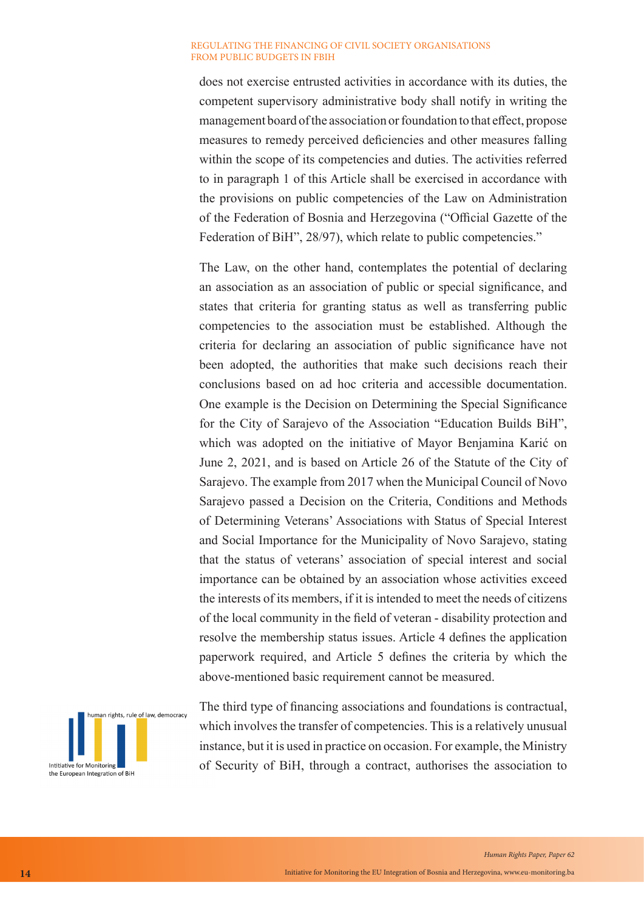does not exercise entrusted activities in accordance with its duties, the competent supervisory administrative body shall notify in writing the management board of the association or foundation to that effect, propose measures to remedy perceived deficiencies and other measures falling within the scope of its competencies and duties. The activities referred to in paragraph 1 of this Article shall be exercised in accordance with the provisions on public competencies of the Law on Administration of the Federation of Bosnia and Herzegovina ("Official Gazette of the Federation of BiH", 28/97), which relate to public competencies."

The Law, on the other hand, contemplates the potential of declaring an association as an association of public or special significance, and states that criteria for granting status as well as transferring public competencies to the association must be established. Although the criteria for declaring an association of public significance have not been adopted, the authorities that make such decisions reach their conclusions based on ad hoc criteria and accessible documentation. One example is the Decision on Determining the Special Significance for the City of Sarajevo of the Association "Education Builds BiH", which was adopted on the initiative of Mayor Benjamina Karić on June 2, 2021, and is based on Article 26 of the Statute of the City of Sarajevo. The example from 2017 when the Municipal Council of Novo Sarajevo passed a Decision on the Criteria, Conditions and Methods of Determining Veterans' Associations with Status of Special Interest and Social Importance for the Municipality of Novo Sarajevo, stating that the status of veterans' association of special interest and social importance can be obtained by an association whose activities exceed the interests of its members, if it is intended to meet the needs of citizens of the local community in the field of veteran - disability protection and resolve the membership status issues. Article 4 defines the application paperwork required, and Article 5 defines the criteria by which the above-mentioned basic requirement cannot be measured.

The third type of financing associations and foundations is contractual, which involves the transfer of competencies. This is a relatively unusual instance, but it is used in practice on occasion. For example, the Ministry of Security of BiH, through a contract, authorises the association to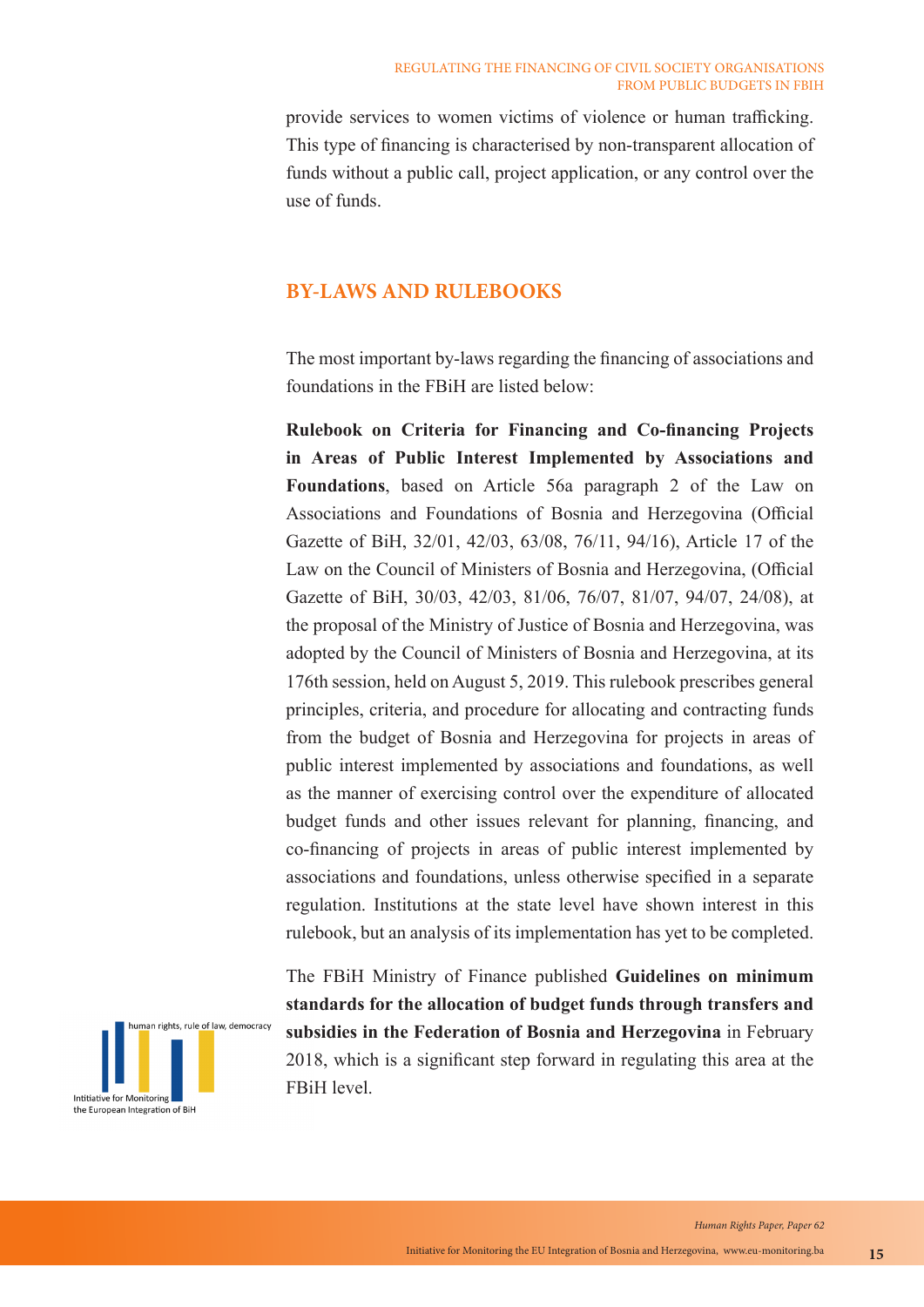provide services to women victims of violence or human trafficking. This type of financing is characterised by non-transparent allocation of funds without a public call, project application, or any control over the use of funds.

## BY-LAWS AND RULEBOOKS

The most important by-laws regarding the financing of associations and foundations in the FBiH are listed below:

**Rulebook on Criteria for Financing and Co-financing Projects in Areas of Public Interest Implemented by Associations and Foundations**, based on Article 56a paragraph 2 of the Law on Associations and Foundations of Bosnia and Herzegovina (Official Gazette of BiH, 32/01, 42/03, 63/08, 76/11, 94/16), Article 17 of the Law on the Council of Ministers of Bosnia and Herzegovina, (Official Gazette of BiH, 30/03, 42/03, 81/06, 76/07, 81/07, 94/07, 24/08), at the proposal of the Ministry of Justice of Bosnia and Herzegovina, was adopted by the Council of Ministers of Bosnia and Herzegovina, at its 176th session, held on August 5, 2019. This rulebook prescribes general principles, criteria, and procedure for allocating and contracting funds from the budget of Bosnia and Herzegovina for projects in areas of public interest implemented by associations and foundations, as well as the manner of exercising control over the expenditure of allocated budget funds and other issues relevant for planning, financing, and co-financing of projects in areas of public interest implemented by associations and foundations, unless otherwise specified in a separate regulation. Institutions at the state level have shown interest in this rulebook, but an analysis of its implementation has yet to be completed.

The FBiH Ministry of Finance published **Guidelines on minimum standards for the allocation of budget funds through transfers and subsidies in the Federation of Bosnia and Herzegovina** in February 2018, which is a significant step forward in regulating this area at the FBiH level.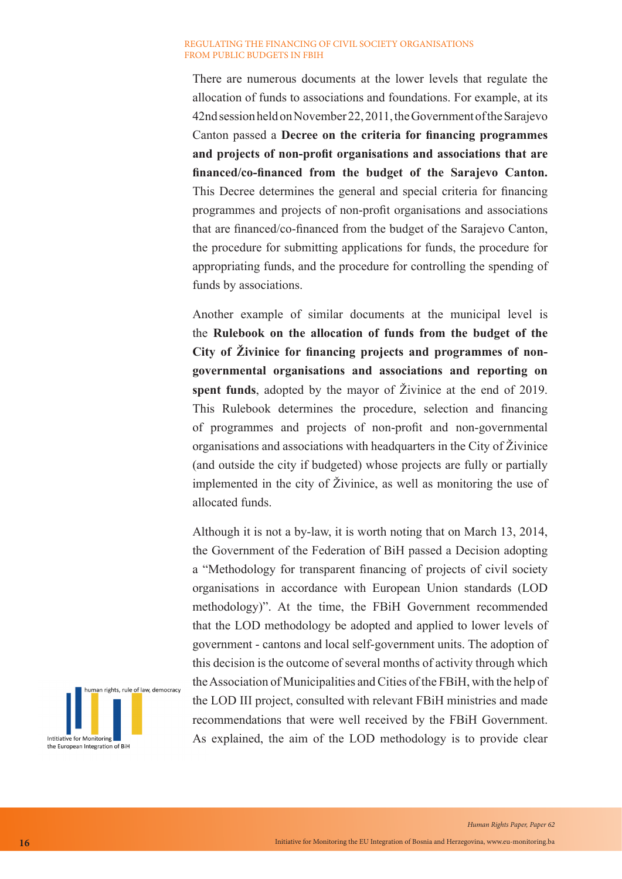There are numerous documents at the lower levels that regulate the allocation of funds to associations and foundations. For example, at its 42nd session held on November 22, 2011, the Government of the Sarajevo Canton passed a **Decree on the criteria for financing programmes and projects of non-profit organisations and associations that are financed/co-financed from the budget of the Sarajevo Canton.** This Decree determines the general and special criteria for financing programmes and projects of non-profit organisations and associations that are financed/co-financed from the budget of the Sarajevo Canton, the procedure for submitting applications for funds, the procedure for appropriating funds, and the procedure for controlling the spending of funds by associations.

Another example of similar documents at the municipal level is the **Rulebook on the allocation of funds from the budget of the City of Živinice for financing projects and programmes of non-governmental organisations and associations and reporting on spent funds**, adopted by the mayor of Živinice at the end of 2019. This Rulebook determines the procedure, selection and financing of programmes and projects of non-profit and non-governmental organisations and associations with headquarters in the City of Živinice (and outside the city if budgeted) whose projects are fully or partially implemented in the city of Živinice, as well as monitoring the use of allocated funds.

Although it is not a by-law, it is worth noting that on March 13, 2014, the Government of the Federation of BiH passed a Decision adopting a "Methodology for transparent financing of projects of civil society organisations in accordance with European Union standards (LOD methodology)". At the time, the FBiH Government recommended that the LOD methodology be adopted and applied to lower levels of government - cantons and local self-government units. The adoption of this decision is the outcome of several months of activity through which the Association of Municipalities and Cities of the FBiH, with the help of the LOD III project, consulted with relevant FBiH ministries and made recommendations that were well received by the FBiH Government. As explained, the aim of the LOD methodology is to provide clear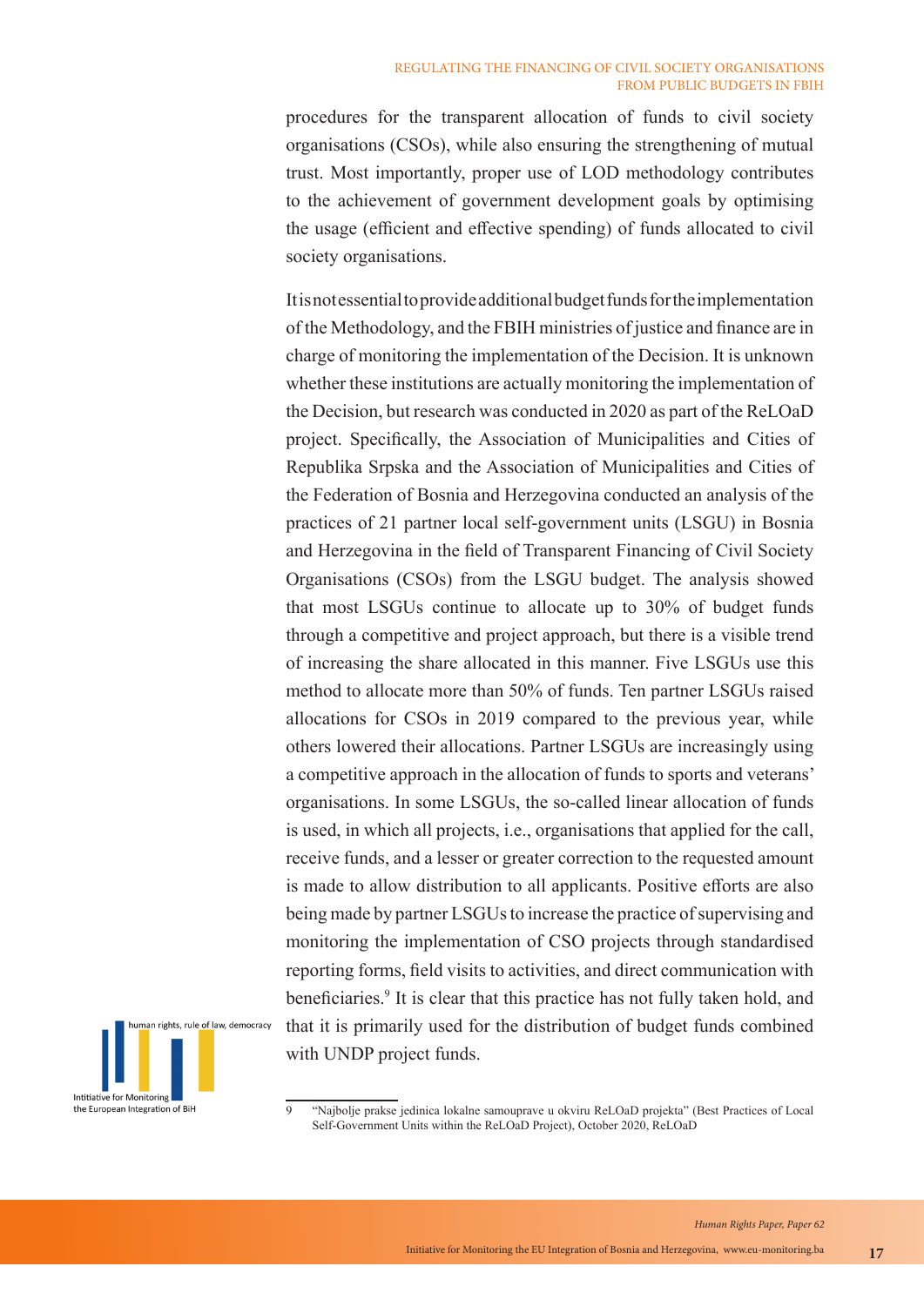procedures for the transparent allocation of funds to civil society organisations (CSOs), while also ensuring the strengthening of mutual trust. Most importantly, proper use of LOD methodology contributes to the achievement of government development goals by optimising the usage (efficient and effective spending) of funds allocated to civil society organisations.

It is not essential to provide additional budget funds for the implementation of the Methodology, and the FBIH ministries of justice and finance are in charge of monitoring the implementation of the Decision. It is unknown whether these institutions are actually monitoring the implementation of the Decision, but research was conducted in 2020 as part of the ReLOaD project. Specifically, the Association of Municipalities and Cities of Republika Srpska and the Association of Municipalities and Cities of the Federation of Bosnia and Herzegovina conducted an analysis of the practices of 21 partner local self-government units (LSGU) in Bosnia and Herzegovina in the field of Transparent Financing of Civil Society Organisations (CSOs) from the LSGU budget. The analysis showed that most LSGUs continue to allocate up to 30% of budget funds through a competitive and project approach, but there is a visible trend of increasing the share allocated in this manner. Five LSGUs use this method to allocate more than 50% of funds. Ten partner LSGUs raised allocations for CSOs in 2019 compared to the previous year, while others lowered their allocations. Partner LSGUs are increasingly using a competitive approach in the allocation of funds to sports and veterans' organisations. In some LSGUs, the so-called linear allocation of funds is used, in which all projects, i.e., organisations that applied for the call, receive funds, and a lesser or greater correction to the requested amount is made to allow distribution to all applicants. Positive efforts are also being made by partner LSGUs to increase the practice of supervising and monitoring the implementation of CSO projects through standardised reporting forms, field visits to activities, and direct communication with beneficiaries.[9] It is clear that this practice has not fully taken hold, and that it is primarily used for the distribution of budget funds combined with UNDP project funds.

---

9 "Najbolje prakse jedinica lokalne samouprave u okviru ReLOaD projekta" (Best Practices of Local Self-Government Units within the ReLOaD Project), October 2020, ReLOaD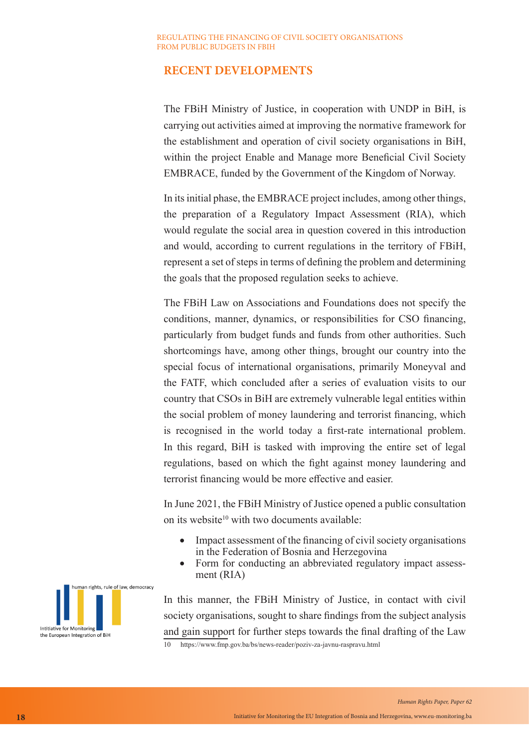## RECENT DEVELOPMENTS

The FBiH Ministry of Justice, in cooperation with UNDP in BiH, is carrying out activities aimed at improving the normative framework for the establishment and operation of civil society organisations in BiH, within the project Enable and Manage more Beneficial Civil Society EMBRACE, funded by the Government of the Kingdom of Norway.

In its initial phase, the EMBRACE project includes, among other things, the preparation of a Regulatory Impact Assessment (RIA), which would regulate the social area in question covered in this introduction and would, according to current regulations in the territory of FBiH, represent a set of steps in terms of defining the problem and determining the goals that the proposed regulation seeks to achieve.

The FBiH Law on Associations and Foundations does not specify the conditions, manner, dynamics, or responsibilities for CSO financing, particularly from budget funds and funds from other authorities. Such shortcomings have, among other things, brought our country into the special focus of international organisations, primarily Moneyval and the FATF, which concluded after a series of evaluation visits to our country that CSOs in BiH are extremely vulnerable legal entities within the social problem of money laundering and terrorist financing, which is recognised in the world today a first-rate international problem. In this regard, BiH is tasked with improving the entire set of legal regulations, based on which the fight against money laundering and terrorist financing would be more effective and easier.

In June 2021, the FBiH Ministry of Justice opened a public consultation on its website[10] with two documents available:

- Impact assessment of the financing of civil society organisations in the Federation of Bosnia and Herzegovina
- Form for conducting an abbreviated regulatory impact assessment (RIA)

In this manner, the FBiH Ministry of Justice, in contact with civil society organisations, sought to share findings from the subject analysis and gain support for further steps towards the final drafting of the Law

10 https://www.fmp.gov.ba/bs/news-reader/poziv-za-javnu-raspravu.html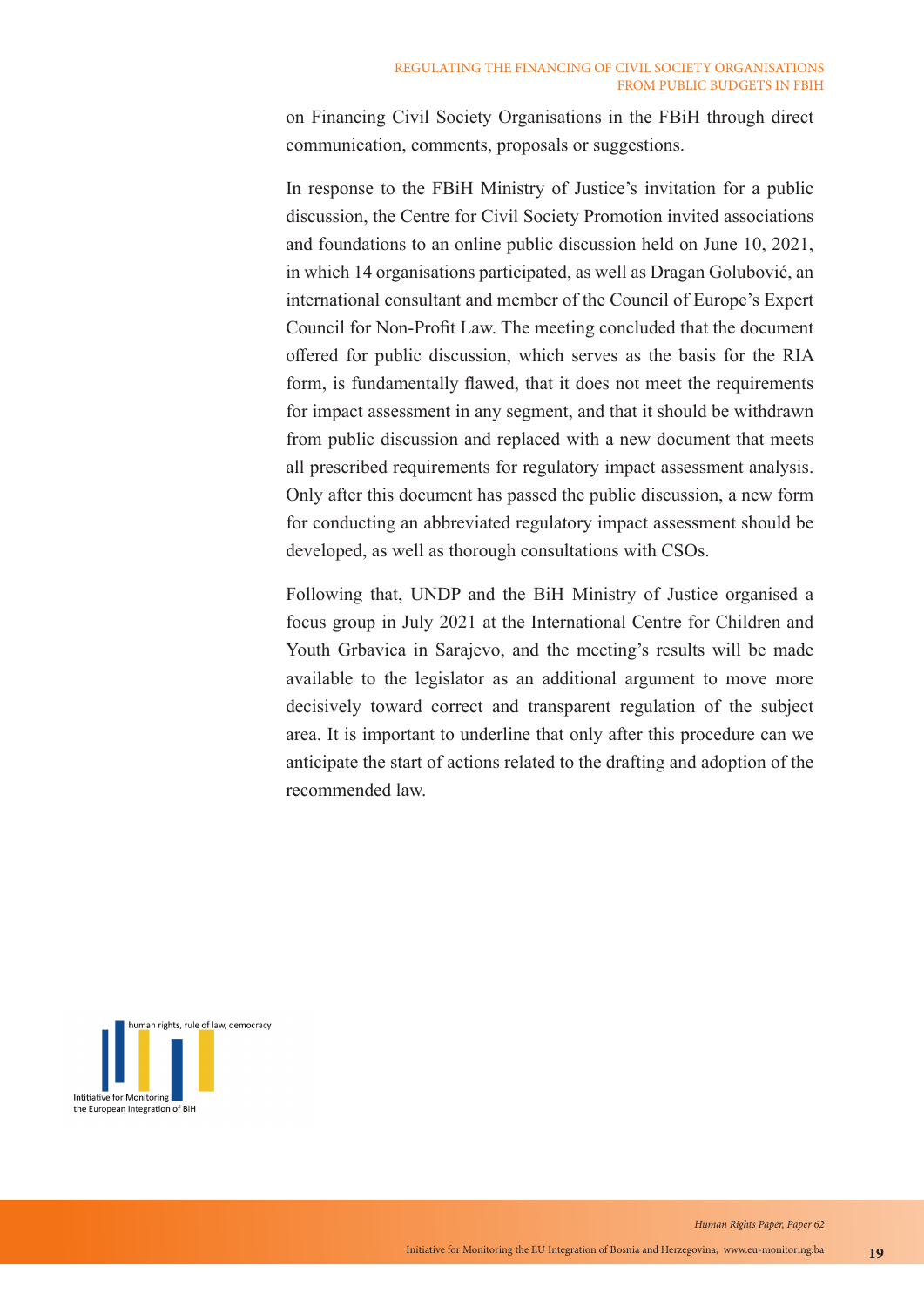on Financing Civil Society Organisations in the FBiH through direct communication, comments, proposals or suggestions.

In response to the FBiH Ministry of Justice's invitation for a public discussion, the Centre for Civil Society Promotion invited associations and foundations to an online public discussion held on June 10, 2021, in which 14 organisations participated, as well as Dragan Golubović, an international consultant and member of the Council of Europe's Expert Council for Non-Profit Law. The meeting concluded that the document offered for public discussion, which serves as the basis for the RIA form, is fundamentally flawed, that it does not meet the requirements for impact assessment in any segment, and that it should be withdrawn from public discussion and replaced with a new document that meets all prescribed requirements for regulatory impact assessment analysis. Only after this document has passed the public discussion, a new form for conducting an abbreviated regulatory impact assessment should be developed, as well as thorough consultations with CSOs.

Following that, UNDP and the BiH Ministry of Justice organised a focus group in July 2021 at the International Centre for Children and Youth Grbavica in Sarajevo, and the meeting's results will be made available to the legislator as an additional argument to move more decisively toward correct and transparent regulation of the subject area. It is important to underline that only after this procedure can we anticipate the start of actions related to the drafting and adoption of the recommended law.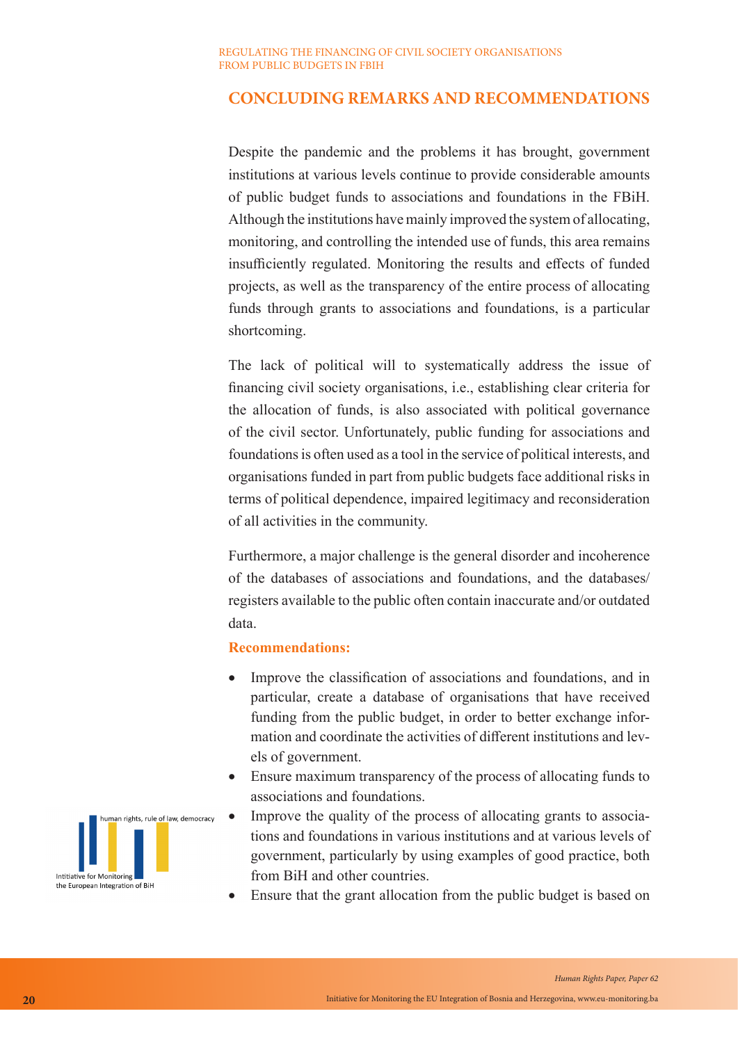## CONCLUDING REMARKS AND RECOMMENDATIONS

Despite the pandemic and the problems it has brought, government institutions at various levels continue to provide considerable amounts of public budget funds to associations and foundations in the FBiH. Although the institutions have mainly improved the system of allocating, monitoring, and controlling the intended use of funds, this area remains insufficiently regulated. Monitoring the results and effects of funded projects, as well as the transparency of the entire process of allocating funds through grants to associations and foundations, is a particular shortcoming.

The lack of political will to systematically address the issue of financing civil society organisations, i.e., establishing clear criteria for the allocation of funds, is also associated with political governance of the civil sector. Unfortunately, public funding for associations and foundations is often used as a tool in the service of political interests, and organisations funded in part from public budgets face additional risks in terms of political dependence, impaired legitimacy and reconsideration of all activities in the community.

Furthermore, a major challenge is the general disorder and incoherence of the databases of associations and foundations, and the databases/registers available to the public often contain inaccurate and/or outdated data.

**Recommendations:**

- Improve the classification of associations and foundations, and in particular, create a database of organisations that have received funding from the public budget, in order to better exchange information and coordinate the activities of different institutions and levels of government.
- Ensure maximum transparency of the process of allocating funds to associations and foundations.
- Improve the quality of the process of allocating grants to associations and foundations in various institutions and at various levels of government, particularly by using examples of good practice, both from BiH and other countries.
- Ensure that the grant allocation from the public budget is based on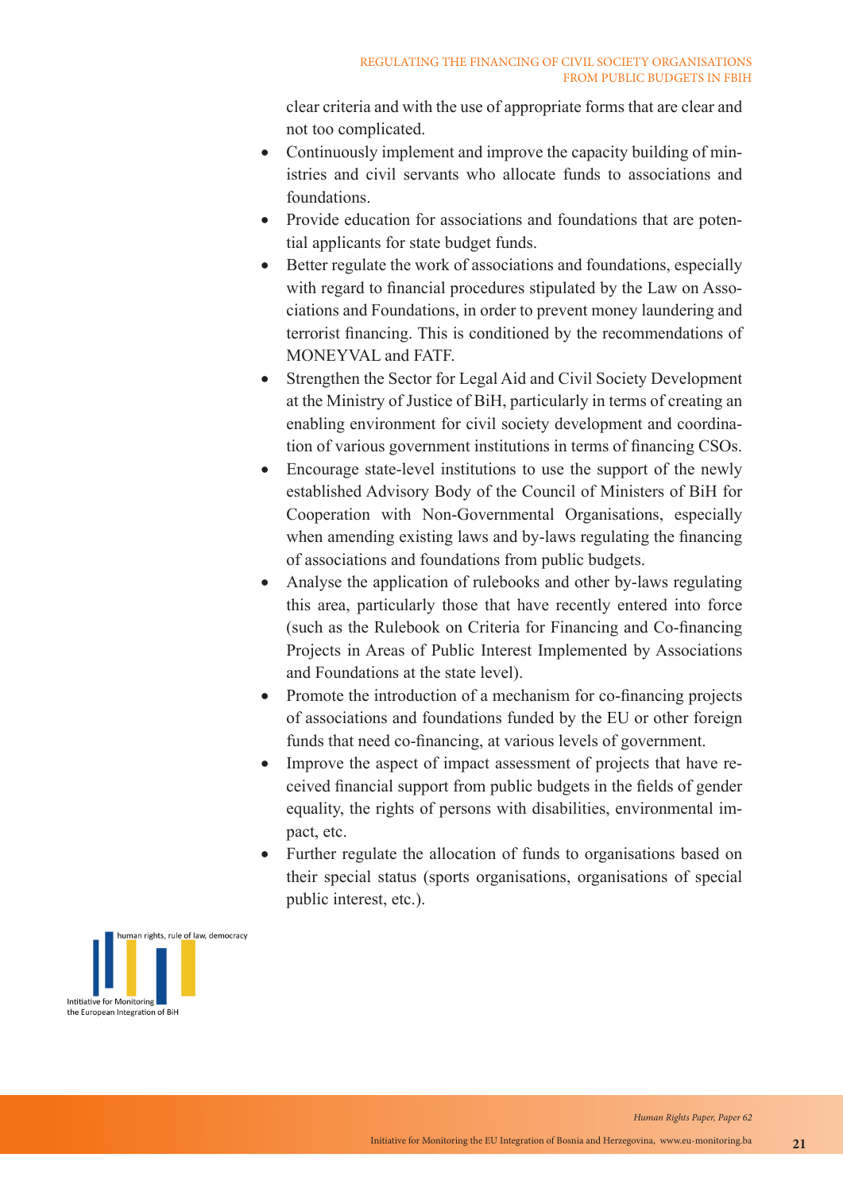clear criteria and with the use of appropriate forms that are clear and not too complicated.

- Continuously implement and improve the capacity building of ministries and civil servants who allocate funds to associations and foundations.
- Provide education for associations and foundations that are potential applicants for state budget funds.
- Better regulate the work of associations and foundations, especially with regard to financial procedures stipulated by the Law on Associations and Foundations, in order to prevent money laundering and terrorist financing. This is conditioned by the recommendations of MONEYVAL and FATF.
- Strengthen the Sector for Legal Aid and Civil Society Development at the Ministry of Justice of BiH, particularly in terms of creating an enabling environment for civil society development and coordination of various government institutions in terms of financing CSOs.
- Encourage state-level institutions to use the support of the newly established Advisory Body of the Council of Ministers of BiH for Cooperation with Non-Governmental Organisations, especially when amending existing laws and by-laws regulating the financing of associations and foundations from public budgets.
- Analyse the application of rulebooks and other by-laws regulating this area, particularly those that have recently entered into force (such as the Rulebook on Criteria for Financing and Co-financing Projects in Areas of Public Interest Implemented by Associations and Foundations at the state level).
- Promote the introduction of a mechanism for co-financing projects of associations and foundations funded by the EU or other foreign funds that need co-financing, at various levels of government.
- Improve the aspect of impact assessment of projects that have received financial support from public budgets in the fields of gender equality, the rights of persons with disabilities, environmental impact, etc.
- Further regulate the allocation of funds to organisations based on their special status (sports organisations, organisations of special public interest, etc.).

human rights, rule of law, democracy

Intitiative for Monitoring the European Integration of BiH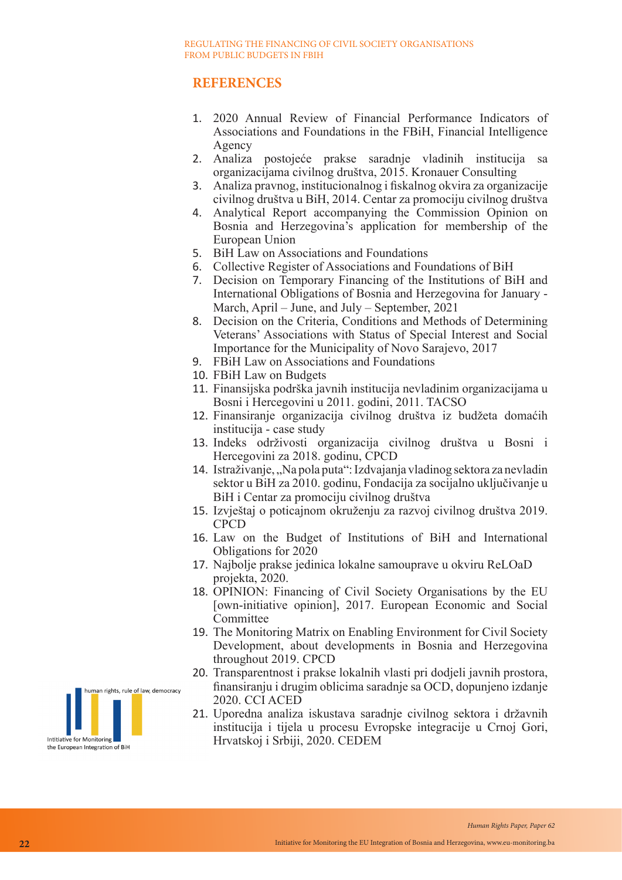## REFERENCES

1. 2020 Annual Review of Financial Performance Indicators of Associations and Foundations in the FBiH, Financial Intelligence Agency
2. Analiza postojeće prakse saradnje vladinih institucija sa organizacijama civilnog društva, 2015. Kronauer Consulting
3. Analiza pravnog, institucionalnog i fiskalnog okvira za organizacije civilnog društva u BiH, 2014. Centar za promociju civilnog društva
4. Analytical Report accompanying the Commission Opinion on Bosnia and Herzegovina's application for membership of the European Union
5. BiH Law on Associations and Foundations
6. Collective Register of Associations and Foundations of BiH
7. Decision on Temporary Financing of the Institutions of BiH and International Obligations of Bosnia and Herzegovina for January - March, April – June, and July – September, 2021
8. Decision on the Criteria, Conditions and Methods of Determining Veterans' Associations with Status of Special Interest and Social Importance for the Municipality of Novo Sarajevo, 2017
9. FBiH Law on Associations and Foundations
10. FBiH Law on Budgets
11. Finansijska podrška javnih institucija nevladinim organizacijama u Bosni i Hercegovini u 2011. godini, 2011. TACSO
12. Finansiranje organizacija civilnog društva iz budžeta domaćih institucija - case study
13. Indeks održivosti organizacija civilnog društva u Bosni i Hercegovini za 2018. godinu, CPCD
14. Istraživanje, „Na pola puta": Izdvajanja vladinog sektora za nevladin sektor u BiH za 2010. godinu, Fondacija za socijalno uključivanje u BiH i Centar za promociju civilnog društva
15. Izvještaj o poticajnom okruženju za razvoj civilnog društva 2019. CPCD
16. Law on the Budget of Institutions of BiH and International Obligations for 2020
17. Najbolje prakse jedinica lokalne samouprave u okviru ReLOaD projekta, 2020.
18. OPINION: Financing of Civil Society Organisations by the EU [own-initiative opinion], 2017. European Economic and Social Committee
19. The Monitoring Matrix on Enabling Environment for Civil Society Development, about developments in Bosnia and Herzegovina throughout 2019. CPCD
20. Transparentnost i prakse lokalnih vlasti pri dodjeli javnih prostora, finansiranju i drugim oblicima saradnje sa OCD, dopunjeno izdanje 2020. CCI ACED
21. Uporedna analiza iskustava saradnje civilnog sektora i državnih institucija i tijela u procesu Evropske integracije u Crnoj Gori, Hrvatskoj i Srbiji, 2020. CEDEM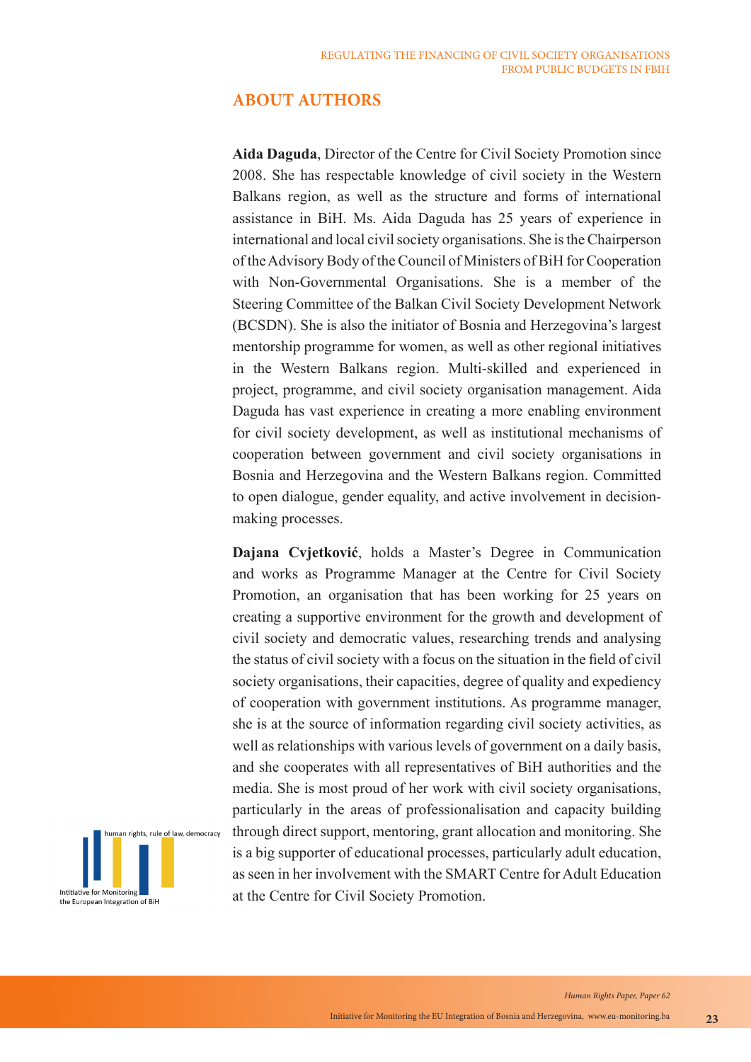## ABOUT AUTHORS

**Aida Daguda**, Director of the Centre for Civil Society Promotion since 2008. She has respectable knowledge of civil society in the Western Balkans region, as well as the structure and forms of international assistance in BiH. Ms. Aida Daguda has 25 years of experience in international and local civil society organisations. She is the Chairperson of the Advisory Body of the Council of Ministers of BiH for Cooperation with Non-Governmental Organisations. She is a member of the Steering Committee of the Balkan Civil Society Development Network (BCSDN). She is also the initiator of Bosnia and Herzegovina's largest mentorship programme for women, as well as other regional initiatives in the Western Balkans region. Multi-skilled and experienced in project, programme, and civil society organisation management. Aida Daguda has vast experience in creating a more enabling environment for civil society development, as well as institutional mechanisms of cooperation between government and civil society organisations in Bosnia and Herzegovina and the Western Balkans region. Committed to open dialogue, gender equality, and active involvement in decision-making processes.

**Dajana Cvjetković**, holds a Master's Degree in Communication and works as Programme Manager at the Centre for Civil Society Promotion, an organisation that has been working for 25 years on creating a supportive environment for the growth and development of civil society and democratic values, researching trends and analysing the status of civil society with a focus on the situation in the field of civil society organisations, their capacities, degree of quality and expediency of cooperation with government institutions. As programme manager, she is at the source of information regarding civil society activities, as well as relationships with various levels of government on a daily basis, and she cooperates with all representatives of BiH authorities and the media. She is most proud of her work with civil society organisations, particularly in the areas of professionalisation and capacity building through direct support, mentoring, grant allocation and monitoring. She is a big supporter of educational processes, particularly adult education, as seen in her involvement with the SMART Centre for Adult Education at the Centre for Civil Society Promotion.

human rights, rule of law, democracy

Intitiative for Monitoring the European Integration of BiH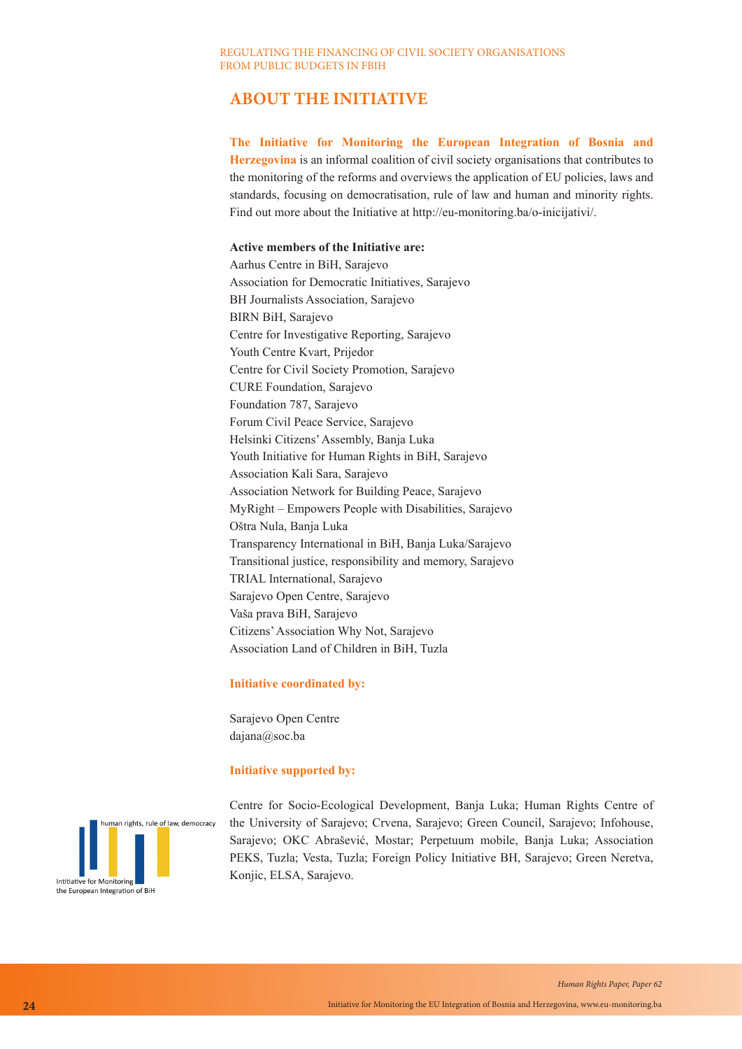## ABOUT THE INITIATIVE

**The Initiative for Monitoring the European Integration of Bosnia and Herzegovina** is an informal coalition of civil society organisations that contributes to the monitoring of the reforms and overviews the application of EU policies, laws and standards, focusing on democratisation, rule of law and human and minority rights. Find out more about the Initiative at http://eu-monitoring.ba/o-inicijativi/.

**Active members of the Initiative are:**

Aarhus Centre in BiH, Sarajevo
Association for Democratic Initiatives, Sarajevo
BH Journalists Association, Sarajevo
BIRN BiH, Sarajevo
Centre for Investigative Reporting, Sarajevo
Youth Centre Kvart, Prijedor
Centre for Civil Society Promotion, Sarajevo
CURE Foundation, Sarajevo
Foundation 787, Sarajevo
Forum Civil Peace Service, Sarajevo
Helsinki Citizens' Assembly, Banja Luka
Youth Initiative for Human Rights in BiH, Sarajevo
Association Kali Sara, Sarajevo
Association Network for Building Peace, Sarajevo
MyRight – Empowers People with Disabilities, Sarajevo
Oštra Nula, Banja Luka
Transparency International in BiH, Banja Luka/Sarajevo
Transitional justice, responsibility and memory, Sarajevo
TRIAL International, Sarajevo
Sarajevo Open Centre, Sarajevo
Vaša prava BiH, Sarajevo
Citizens' Association Why Not, Sarajevo
Association Land of Children in BiH, Tuzla

**Initiative coordinated by:**

Sarajevo Open Centre
dajana@soc.ba

**Initiative supported by:**

Centre for Socio-Ecological Development, Banja Luka; Human Rights Centre of the University of Sarajevo; Crvena, Sarajevo; Green Council, Sarajevo; Infohouse, Sarajevo; OKC Abrašević, Mostar; Perpetuum mobile, Banja Luka; Association PEKS, Tuzla; Vesta, Tuzla; Foreign Policy Initiative BH, Sarajevo; Green Neretva, Konjic, ELSA, Sarajevo.

human rights, rule of law, democracy
Intitiative for Monitoring the European Integration of BiH